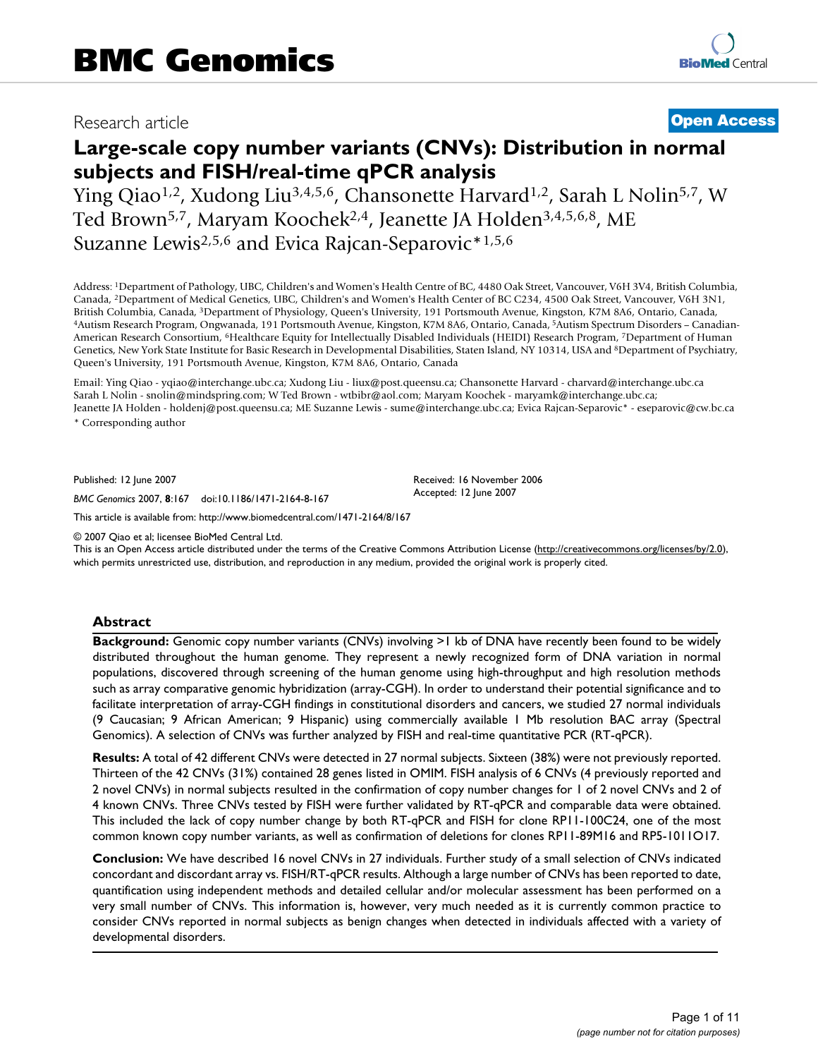# Large-scale copy number variants (CNVs): Distribution in normal subjects and FISH/real-time qPCR analysis

Research article — Open Access

Ying Qiao[1,2], Xudong Liu[3,4,5,6], Chansonette Harvard[1,2], Sarah L Nolin[5,7], W Ted Brown[5,7], Maryam Koochek[2,4], Jeanette JA Holden[3,4,5,6,8], ME Suzanne Lewis[2,5,6] and Evica Rajcan-Separovic*[1,5,6]

Address: [1]Department of Pathology, UBC, Children's and Women's Health Centre of BC, 4480 Oak Street, Vancouver, V6H 3V4, British Columbia, Canada, [2]Department of Medical Genetics, UBC, Children's and Women's Health Center of BC C234, 4500 Oak Street, Vancouver, V6H 3N1, British Columbia, Canada, [3]Department of Physiology, Queen's University, 191 Portsmouth Avenue, Kingston, K7M 8A6, Ontario, Canada, [4]Autism Research Program, Ongwanada, 191 Portsmouth Avenue, Kingston, K7M 8A6, Ontario, Canada, [5]Autism Spectrum Disorders – Canadian-American Research Consortium, [6]Healthcare Equity for Intellectually Disabled Individuals (HEIDI) Research Program, [7]Department of Human Genetics, New York State Institute for Basic Research in Developmental Disabilities, Staten Island, NY 10314, USA and [8]Department of Psychiatry, Queen's University, 191 Portsmouth Avenue, Kingston, K7M 8A6, Ontario, Canada

Email: Ying Qiao - yqiao@interchange.ubc.ca; Xudong Liu - liux@post.queensu.ca; Chansonette Harvard - charvard@interchange.ubc.ca
Sarah L Nolin - snolin@mindspring.com; W Ted Brown - wtbibr@aol.com; Maryam Koochek - maryamk@interchange.ubc.ca;
Jeanette JA Holden - holdenj@post.queensu.ca; ME Suzanne Lewis - sume@interchange.ubc.ca; Evica Rajcan-Separovic* - eseparovic@cw.bc.ca

\* Corresponding author

Published: 12 June 2007

*BMC Genomics* 2007, **8**:167 doi:10.1186/1471-2164-8-167

Received: 16 November 2006
Accepted: 12 June 2007

This article is available from: http://www.biomedcentral.com/1471-2164/8/167

© 2007 Qiao et al; licensee BioMed Central Ltd.
This is an Open Access article distributed under the terms of the Creative Commons Attribution License (http://creativecommons.org/licenses/by/2.0), which permits unrestricted use, distribution, and reproduction in any medium, provided the original work is properly cited.

## Abstract

**Background:** Genomic copy number variants (CNVs) involving >1 kb of DNA have recently been found to be widely distributed throughout the human genome. They represent a newly recognized form of DNA variation in normal populations, discovered through screening of the human genome using high-throughput and high resolution methods such as array comparative genomic hybridization (array-CGH). In order to understand their potential significance and to facilitate interpretation of array-CGH findings in constitutional disorders and cancers, we studied 27 normal individuals (9 Caucasian; 9 African American; 9 Hispanic) using commercially available 1 Mb resolution BAC array (Spectral Genomics). A selection of CNVs was further analyzed by FISH and real-time quantitative PCR (RT-qPCR).

**Results:** A total of 42 different CNVs were detected in 27 normal subjects. Sixteen (38%) were not previously reported. Thirteen of the 42 CNVs (31%) contained 28 genes listed in OMIM. FISH analysis of 6 CNVs (4 previously reported and 2 novel CNVs) in normal subjects resulted in the confirmation of copy number changes for 1 of 2 novel CNVs and 2 of 4 known CNVs. Three CNVs tested by FISH were further validated by RT-qPCR and comparable data were obtained. This included the lack of copy number change by both RT-qPCR and FISH for clone RP11-100C24, one of the most common known copy number variants, as well as confirmation of deletions for clones RP11-89M16 and RP5-1011O17.

**Conclusion:** We have described 16 novel CNVs in 27 individuals. Further study of a small selection of CNVs indicated concordant and discordant array vs. FISH/RT-qPCR results. Although a large number of CNVs has been reported to date, quantification using independent methods and detailed cellular and/or molecular assessment has been performed on a very small number of CNVs. This information is, however, very much needed as it is currently common practice to consider CNVs reported in normal subjects as benign changes when detected in individuals affected with a variety of developmental disorders.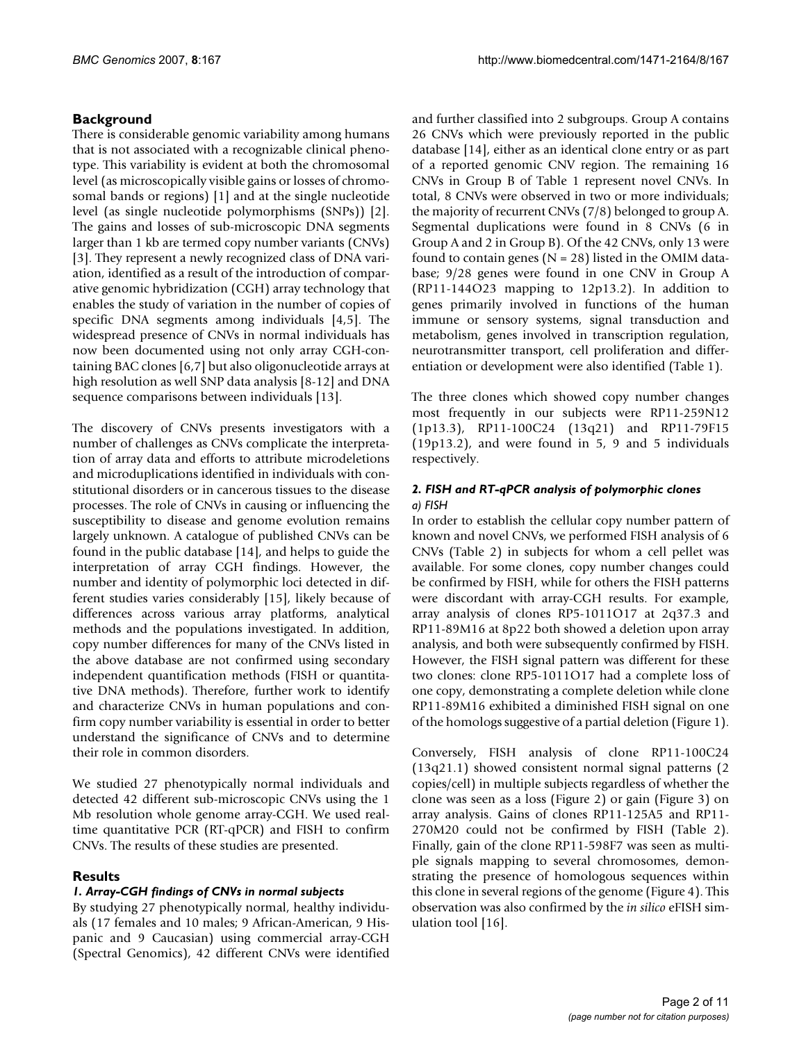## Background

There is considerable genomic variability among humans that is not associated with a recognizable clinical phenotype. This variability is evident at both the chromosomal level (as microscopically visible gains or losses of chromosomal bands or regions) [1] and at the single nucleotide level (as single nucleotide polymorphisms (SNPs)) [2]. The gains and losses of sub-microscopic DNA segments larger than 1 kb are termed copy number variants (CNVs) [3]. They represent a newly recognized class of DNA variation, identified as a result of the introduction of comparative genomic hybridization (CGH) array technology that enables the study of variation in the number of copies of specific DNA segments among individuals [4,5]. The widespread presence of CNVs in normal individuals has now been documented using not only array CGH-containing BAC clones [6,7] but also oligonucleotide arrays at high resolution as well SNP data analysis [8-12] and DNA sequence comparisons between individuals [13].

The discovery of CNVs presents investigators with a number of challenges as CNVs complicate the interpretation of array data and efforts to attribute microdeletions and microduplications identified in individuals with constitutional disorders or in cancerous tissues to the disease processes. The role of CNVs in causing or influencing the susceptibility to disease and genome evolution remains largely unknown. A catalogue of published CNVs can be found in the public database [14], and helps to guide the interpretation of array CGH findings. However, the number and identity of polymorphic loci detected in different studies varies considerably [15], likely because of differences across various array platforms, analytical methods and the populations investigated. In addition, copy number differences for many of the CNVs listed in the above database are not confirmed using secondary independent quantification methods (FISH or quantitative DNA methods). Therefore, further work to identify and characterize CNVs in human populations and confirm copy number variability is essential in order to better understand the significance of CNVs and to determine their role in common disorders.

We studied 27 phenotypically normal individuals and detected 42 different sub-microscopic CNVs using the 1 Mb resolution whole genome array-CGH. We used real-time quantitative PCR (RT-qPCR) and FISH to confirm CNVs. The results of these studies are presented.

## Results

### *1. Array-CGH findings of CNVs in normal subjects*

By studying 27 phenotypically normal, healthy individuals (17 females and 10 males; 9 African-American, 9 Hispanic and 9 Caucasian) using commercial array-CGH (Spectral Genomics), 42 different CNVs were identified and further classified into 2 subgroups. Group A contains 26 CNVs which were previously reported in the public database [14], either as an identical clone entry or as part of a reported genomic CNV region. The remaining 16 CNVs in Group B of Table 1 represent novel CNVs. In total, 8 CNVs were observed in two or more individuals; the majority of recurrent CNVs (7/8) belonged to group A. Segmental duplications were found in 8 CNVs (6 in Group A and 2 in Group B). Of the 42 CNVs, only 13 were found to contain genes (N = 28) listed in the OMIM database; 9/28 genes were found in one CNV in Group A (RP11-144O23 mapping to 12p13.2). In addition to genes primarily involved in functions of the human immune or sensory systems, signal transduction and metabolism, genes involved in transcription regulation, neurotransmitter transport, cell proliferation and differentiation or development were also identified (Table 1).

The three clones which showed copy number changes most frequently in our subjects were RP11-259N12 (1p13.3), RP11-100C24 (13q21) and RP11-79F15 (19p13.2), and were found in 5, 9 and 5 individuals respectively.

### *2. FISH and RT-qPCR analysis of polymorphic clones*

#### *a) FISH*

In order to establish the cellular copy number pattern of known and novel CNVs, we performed FISH analysis of 6 CNVs (Table 2) in subjects for whom a cell pellet was available. For some clones, copy number changes could be confirmed by FISH, while for others the FISH patterns were discordant with array-CGH results. For example, array analysis of clones RP5-1011O17 at 2q37.3 and RP11-89M16 at 8p22 both showed a deletion upon array analysis, and both were subsequently confirmed by FISH. However, the FISH signal pattern was different for these two clones: clone RP5-1011O17 had a complete loss of one copy, demonstrating a complete deletion while clone RP11-89M16 exhibited a diminished FISH signal on one of the homologs suggestive of a partial deletion (Figure 1).

Conversely, FISH analysis of clone RP11-100C24 (13q21.1) showed consistent normal signal patterns (2 copies/cell) in multiple subjects regardless of whether the clone was seen as a loss (Figure 2) or gain (Figure 3) on array analysis. Gains of clones RP11-125A5 and RP11-270M20 could not be confirmed by FISH (Table 2). Finally, gain of the clone RP11-598F7 was seen as multiple signals mapping to several chromosomes, demonstrating the presence of homologous sequences within this clone in several regions of the genome (Figure 4). This observation was also confirmed by the *in silico* eFISH simulation tool [16].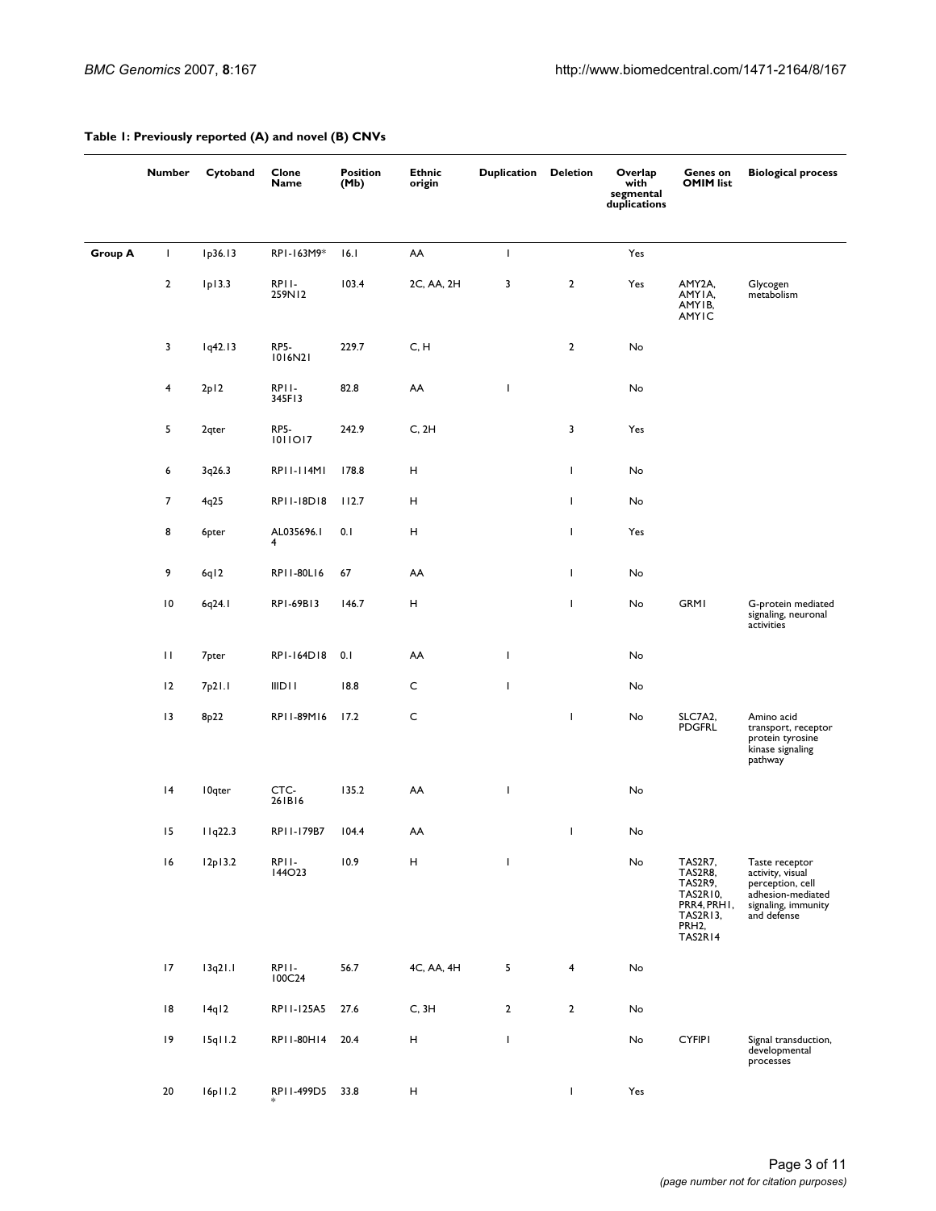**Table 1: Previously reported (A) and novel (B) CNVs**

| | Number | Cytoband | Clone Name | Position (Mb) | Ethnic origin | Duplication | Deletion | Overlap with segmental duplications | Genes on OMIM list | Biological process |
|---|---|---|---|---|---|---|---|---|---|---|
| Group A | 1 | 1p36.13 | RP1-163M9* | 16.1 | AA | 1 | | Yes | | |
| | 2 | 1p13.3 | RP11-259N12 | 103.4 | 2C, AA, 2H | 3 | 2 | Yes | AMY2A, AMY1A, AMY1B, AMY1C | Glycogen metabolism |
| | 3 | 1q42.13 | RP5-1016N21 | 229.7 | C, H | | 2 | No | | |
| | 4 | 2p12 | RP11-345F13 | 82.8 | AA | 1 | | No | | |
| | 5 | 2qter | RP5-1011O17 | 242.9 | C, 2H | | 3 | Yes | | |
| | 6 | 3q26.3 | RP11-114M1 | 178.8 | H | | 1 | No | | |
| | 7 | 4q25 | RP11-18D18 | 112.7 | H | | 1 | No | | |
| | 8 | 6pter | AL035696.14 | 0.1 | H | | 1 | Yes | | |
| | 9 | 6q12 | RP11-80L16 | 67 | AA | | 1 | No | | |
| | 10 | 6q24.1 | RP1-69B13 | 146.7 | H | | 1 | No | GRM1 | G-protein mediated signaling, neuronal activities |
| | 11 | 7pter | RP1-164D18 | 0.1 | AA | 1 | | No | | |
| | 12 | 7p21.1 | 111D11 | 18.8 | C | 1 | | No | | |
| | 13 | 8p22 | RP11-89M16 | 17.2 | C | | 1 | No | SLC7A2, PDGFRL | Amino acid transport, receptor protein tyrosine kinase signaling pathway |
| | 14 | 10qter | CTC-261B16 | 135.2 | AA | 1 | | No | | |
| | 15 | 11q22.3 | RP11-179B7 | 104.4 | AA | | 1 | No | | |
| | 16 | 12p13.2 | RP11-144O23 | 10.9 | H | 1 | | No | TAS2R7, TAS2R8, TAS2R9, TAS2R10, PRR4, PRH1, TAS2R13, PRH2, TAS2R14 | Taste receptor activity, visual perception, cell adhesion-mediated signaling, immunity and defense |
| | 17 | 13q21.1 | RP11-100C24 | 56.7 | 4C, AA, 4H | 5 | 4 | No | | |
| | 18 | 14q12 | RP11-125A5 | 27.6 | C, 3H | 2 | 2 | No | | |
| | 19 | 15q11.2 | RP11-80H14 | 20.4 | H | 1 | | No | CYFIP1 | Signal transduction, developmental processes |
| | 20 | 16p11.2 | RP11-499D5* | 33.8 | H | | 1 | Yes | | |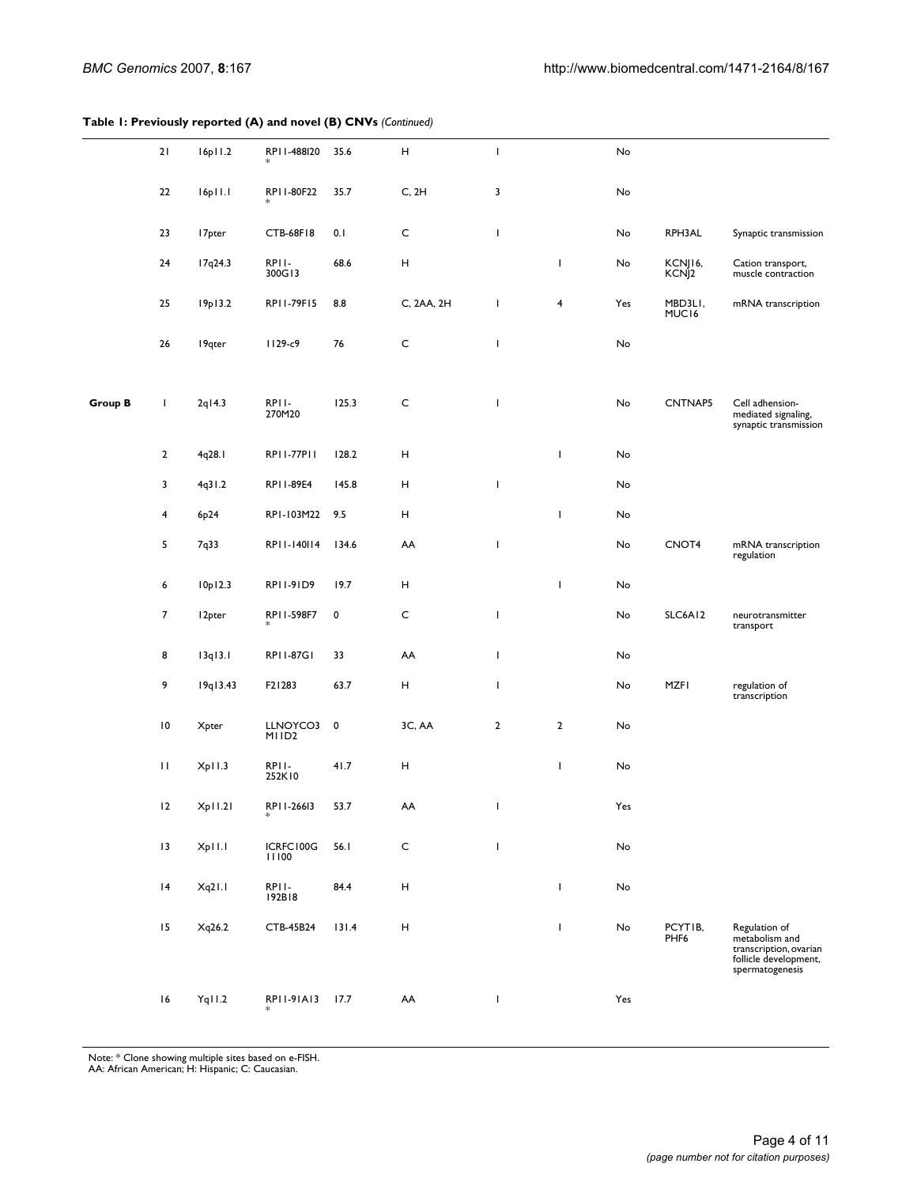**Table 1: Previously reported (A) and novel (B) CNVs** *(Continued)*

| | | | | | | | | | | |
|---|---|---|---|---|---|---|---|---|---|---|
| | 21 | 16p11.2 | RP11-488I20 * | 35.6 | H | 1 | | No | | |
| | 22 | 16p11.1 | RP11-80F22 * | 35.7 | C, 2H | 3 | | No | | |
| | 23 | 17pter | CTB-68F18 | 0.1 | C | 1 | | No | RPH3AL | Synaptic transmission |
| | 24 | 17q24.3 | RP11-300G13 | 68.6 | H | | 1 | No | KCNJ16, KCNJ2 | Cation transport, muscle contraction |
| | 25 | 19p13.2 | RP11-79F15 | 8.8 | C, 2AA, 2H | 1 | 4 | Yes | MBD3L1, MUC16 | mRNA transcription |
| | 26 | 19qter | 1129-c9 | 76 | C | 1 | | No | | |
| **Group B** | 1 | 2q14.3 | RP11-270M20 | 125.3 | C | 1 | | No | CNTNAP5 | Cell adhesion-mediated signaling, synaptic transmission |
| | 2 | 4q28.1 | RP11-77P11 | 128.2 | H | | 1 | No | | |
| | 3 | 4q31.2 | RP11-89E4 | 145.8 | H | 1 | | No | | |
| | 4 | 6p24 | RP1-103M22 | 9.5 | H | | 1 | No | | |
| | 5 | 7q33 | RP11-140I14 | 134.6 | AA | 1 | | No | CNOT4 | mRNA transcription regulation |
| | 6 | 10p12.3 | RP11-91D9 | 19.7 | H | | 1 | No | | |
| | 7 | 12pter | RP11-598F7 * | 0 | C | 1 | | No | SLC6A12 | neurotransmitter transport |
| | 8 | 13q13.1 | RP11-87G1 | 33 | AA | 1 | | No | | |
| | 9 | 19q13.43 | F21283 | 63.7 | H | 1 | | No | MZF1 | regulation of transcription |
| | 10 | Xpter | LLNOYCO3 M11D2 | 0 | 3C, AA | 2 | 2 | No | | |
| | 11 | Xp11.3 | RP11-252K10 | 41.7 | H | | 1 | No | | |
| | 12 | Xp11.21 | RP11-266I3 * | 53.7 | AA | 1 | | Yes | | |
| | 13 | Xp11.1 | ICRFC100G 11100 | 56.1 | C | 1 | | No | | |
| | 14 | Xq21.1 | RP11-192B18 | 84.4 | H | | 1 | No | | |
| | 15 | Xq26.2 | CTB-45B24 | 131.4 | H | | 1 | No | PCYT1B, PHF6 | Regulation of metabolism and transcription, ovarian follicle development, spermatogenesis |
| | 16 | Yq11.2 | RP11-91A13 * | 17.7 | AA | 1 | | Yes | | |

Note: * Clone showing multiple sites based on e-FISH.
AA: African American; H: Hispanic; C: Caucasian.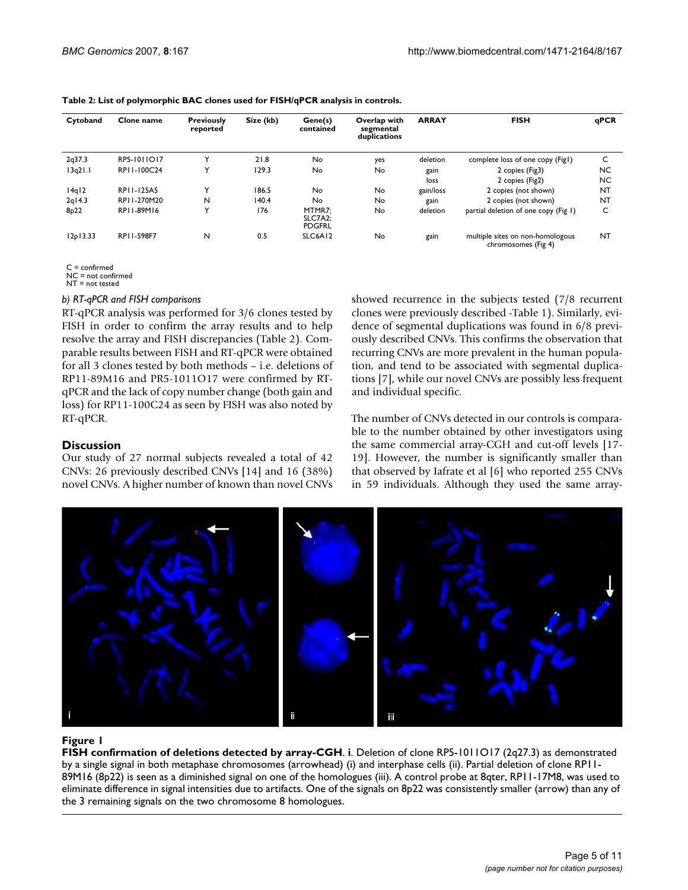**Table 2: List of polymorphic BAC clones used for FISH/qPCR analysis in controls.**

| Cytoband | Clone name | Previously reported | Size (kb) | Gene(s) contained | Overlap with segmental duplications | ARRAY | FISH | qPCR |
|---|---|---|---|---|---|---|---|---|
| 2q37.3 | RP5-1011O17 | Y | 21.8 | No | yes | deletion | complete loss of one copy (Fig1) | C |
| 13q21.1 | RP11-100C24 | Y | 129.3 | No | No | gain | 2 copies (Fig3) | NC |
| | | | | | | loss | 2 copies (Fig2) | NC |
| 14q12 | RP11-125A5 | Y | 186.5 | No | No | gain/loss | 2 copies (not shown) | NT |
| 2q14.3 | RP11-270M20 | N | 140.4 | No | No | gain | 2 copies (not shown) | NT |
| 8p22 | RP11-89M16 | Y | 176 | MTMR7; SLC7A2; PDGFRL | No | deletion | partial deletion of one copy (Fig 1) | C |
| 12p13.33 | RP11-598F7 | N | 0.5 | SLC6A12 | No | gain | multiple sites on non-homologous chromosomes (Fig 4) | NT |

C = confirmed
NC = not confirmed
NT = not tested

### *b) RT-qPCR and FISH comparisons*

RT-qPCR analysis was performed for 3/6 clones tested by FISH in order to confirm the array results and to help resolve the array and FISH discrepancies (Table 2). Comparable results between FISH and RT-qPCR were obtained for all 3 clones tested by both methods – i.e. deletions of RP11-89M16 and PR5-1011O17 were confirmed by RT-qPCR and the lack of copy number change (both gain and loss) for RP11-100C24 as seen by FISH was also noted by RT-qPCR.

## Discussion

Our study of 27 normal subjects revealed a total of 42 CNVs: 26 previously described CNVs [14] and 16 (38%) novel CNVs. A higher number of known than novel CNVs showed recurrence in the subjects tested (7/8 recurrent clones were previously described -Table 1). Similarly, evidence of segmental duplications was found in 6/8 previously described CNVs. This confirms the observation that recurring CNVs are more prevalent in the human population, and tend to be associated with segmental duplications [7], while our novel CNVs are possibly less frequent and individual specific.

The number of CNVs detected in our controls is comparable to the number obtained by other investigators using the same commercial array-CGH and cut-off levels [17-19]. However, the number is significantly smaller than that observed by Iafrate et al [6] who reported 255 CNVs in 59 individuals. Although they used the same array-

**Figure 1**

**FISH confirmation of deletions detected by array-CGH**. **i**. Deletion of clone RP5-1011O17 (2q27.3) as demonstrated by a single signal in both metaphase chromosomes (arrowhead) (i) and interphase cells (ii). Partial deletion of clone RP11-89M16 (8p22) is seen as a diminished signal on one of the homologues (iii). A control probe at 8qter, RP11-17M8, was used to eliminate difference in signal intensities due to artifacts. One of the signals on 8p22 was consistently smaller (arrow) than any of the 3 remaining signals on the two chromosome 8 homologues.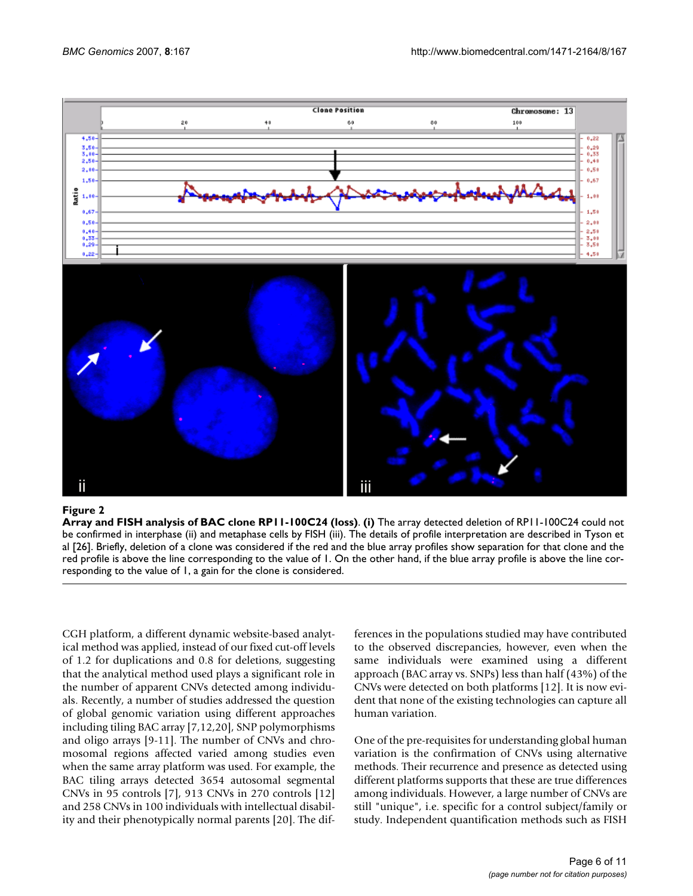**Figure 2**

**Array and FISH analysis of BAC clone RP11-100C24 (loss). (i)** The array detected deletion of RP11-100C24 could not be confirmed in interphase (ii) and metaphase cells by FISH (iii). The details of profile interpretation are described in Tyson et al [26]. Briefly, deletion of a clone was considered if the red and the blue array profiles show separation for that clone and the red profile is above the line corresponding to the value of 1. On the other hand, if the blue array profile is above the line corresponding to the value of 1, a gain for the clone is considered.

CGH platform, a different dynamic website-based analytical method was applied, instead of our fixed cut-off levels of 1.2 for duplications and 0.8 for deletions, suggesting that the analytical method used plays a significant role in the number of apparent CNVs detected among individuals. Recently, a number of studies addressed the question of global genomic variation using different approaches including tiling BAC array [7,12,20], SNP polymorphisms and oligo arrays [9-11]. The number of CNVs and chromosomal regions affected varied among studies even when the same array platform was used. For example, the BAC tiling arrays detected 3654 autosomal segmental CNVs in 95 controls [7], 913 CNVs in 270 controls [12] and 258 CNVs in 100 individuals with intellectual disability and their phenotypically normal parents [20]. The differences in the populations studied may have contributed to the observed discrepancies, however, even when the same individuals were examined using a different approach (BAC array vs. SNPs) less than half (43%) of the CNVs were detected on both platforms [12]. It is now evident that none of the existing technologies can capture all human variation.

One of the pre-requisites for understanding global human variation is the confirmation of CNVs using alternative methods. Their recurrence and presence as detected using different platforms supports that these are true differences among individuals. However, a large number of CNVs are still "unique", i.e. specific for a control subject/family or study. Independent quantification methods such as FISH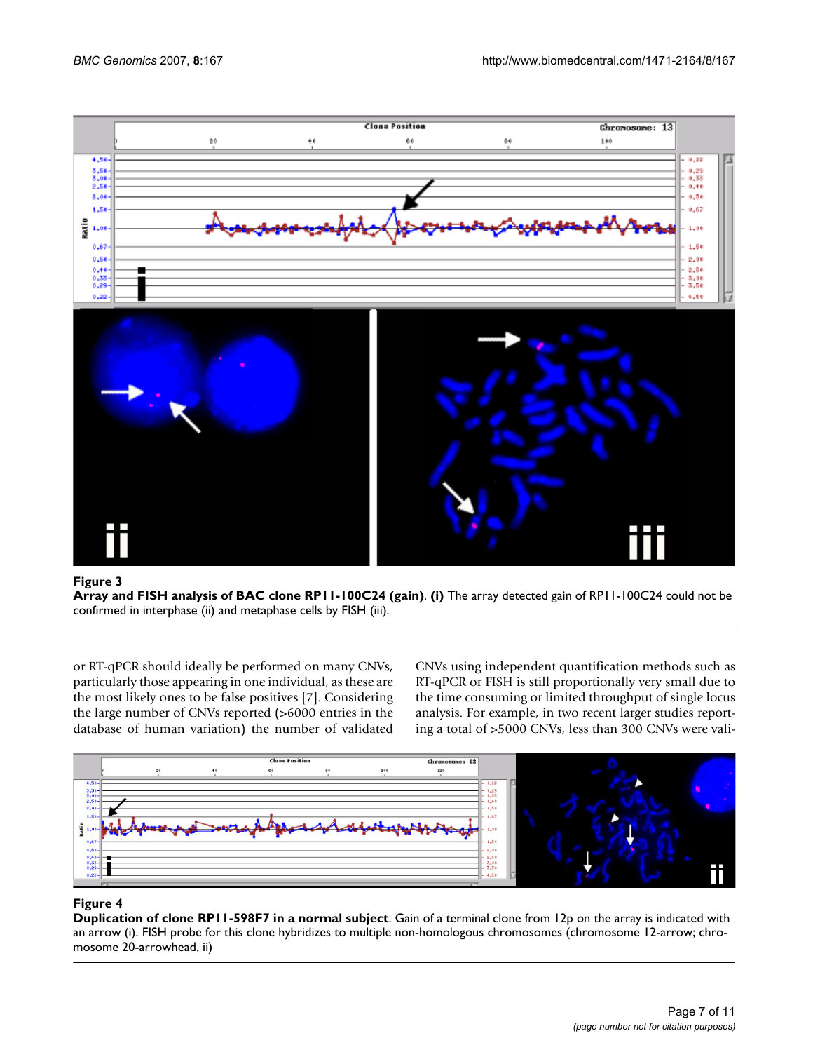**Figure 3**

**Array and FISH analysis of BAC clone RP11-100C24 (gain)**. **(i)** The array detected gain of RP11-100C24 could not be confirmed in interphase (ii) and metaphase cells by FISH (iii).

or RT-qPCR should ideally be performed on many CNVs, particularly those appearing in one individual, as these are the most likely ones to be false positives [7]. Considering the large number of CNVs reported (>6000 entries in the database of human variation) the number of validated CNVs using independent quantification methods such as RT-qPCR or FISH is still proportionally very small due to the time consuming or limited throughput of single locus analysis. For example, in two recent larger studies reporting a total of >5000 CNVs, less than 300 CNVs were vali-

**Figure 4**

**Duplication of clone RP11-598F7 in a normal subject**. Gain of a terminal clone from 12p on the array is indicated with an arrow (i). FISH probe for this clone hybridizes to multiple non-homologous chromosomes (chromosome 12-arrow; chromosome 20-arrowhead, ii)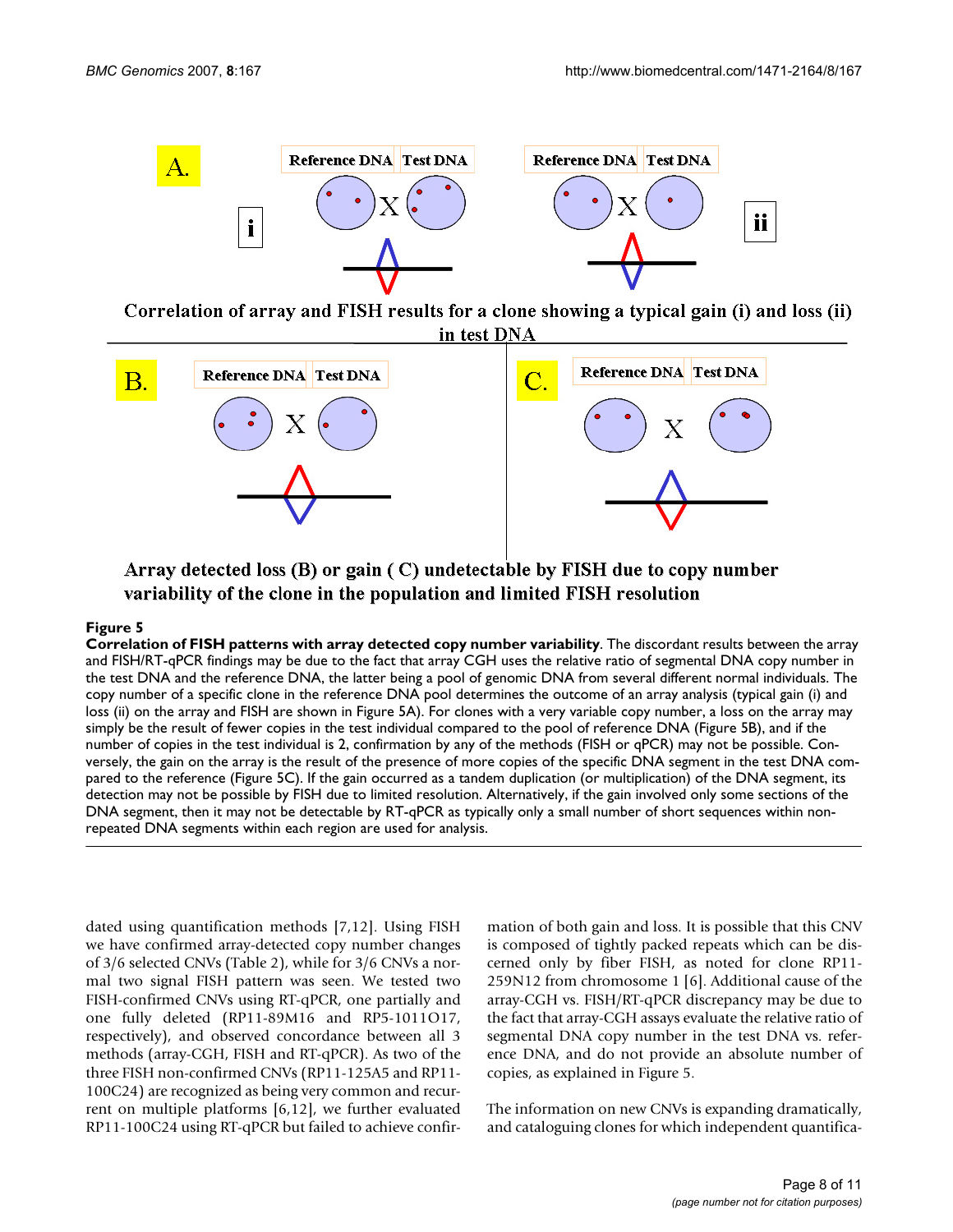**Figure 5**

**Correlation of FISH patterns with array detected copy number variability**. The discordant results between the array and FISH/RT-qPCR findings may be due to the fact that array CGH uses the relative ratio of segmental DNA copy number in the test DNA and the reference DNA, the latter being a pool of genomic DNA from several different normal individuals. The copy number of a specific clone in the reference DNA pool determines the outcome of an array analysis (typical gain (i) and loss (ii) on the array and FISH are shown in Figure 5A). For clones with a very variable copy number, a loss on the array may simply be the result of fewer copies in the test individual compared to the pool of reference DNA (Figure 5B), and if the number of copies in the test individual is 2, confirmation by any of the methods (FISH or qPCR) may not be possible. Conversely, the gain on the array is the result of the presence of more copies of the specific DNA segment in the test DNA compared to the reference (Figure 5C). If the gain occurred as a tandem duplication (or multiplication) of the DNA segment, its detection may not be possible by FISH due to limited resolution. Alternatively, if the gain involved only some sections of the DNA segment, then it may not be detectable by RT-qPCR as typically only a small number of short sequences within non-repeated DNA segments within each region are used for analysis.

dated using quantification methods [7,12]. Using FISH we have confirmed array-detected copy number changes of 3/6 selected CNVs (Table 2), while for 3/6 CNVs a normal two signal FISH pattern was seen. We tested two FISH-confirmed CNVs using RT-qPCR, one partially and one fully deleted (RP11-89M16 and RP5-1011O17, respectively), and observed concordance between all 3 methods (array-CGH, FISH and RT-qPCR). As two of the three FISH non-confirmed CNVs (RP11-125A5 and RP11-100C24) are recognized as being very common and recurrent on multiple platforms [6,12], we further evaluated RP11-100C24 using RT-qPCR but failed to achieve confirmation of both gain and loss. It is possible that this CNV is composed of tightly packed repeats which can be discerned only by fiber FISH, as noted for clone RP11-259N12 from chromosome 1 [6]. Additional cause of the array-CGH vs. FISH/RT-qPCR discrepancy may be due to the fact that array-CGH assays evaluate the relative ratio of segmental DNA copy number in the test DNA vs. reference DNA, and do not provide an absolute number of copies, as explained in Figure 5.

The information on new CNVs is expanding dramatically, and cataloguing clones for which independent quantifica-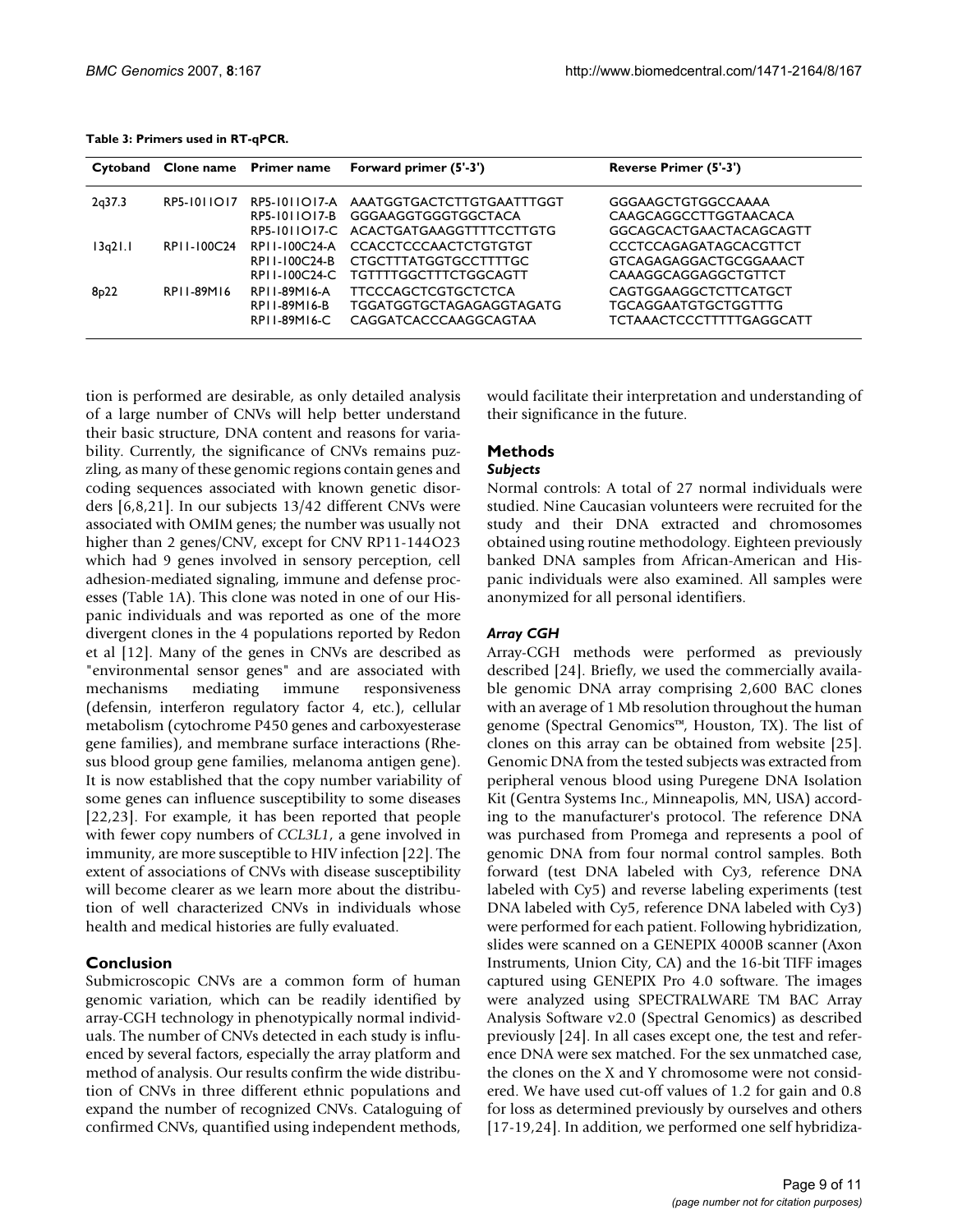**Table 3: Primers used in RT-qPCR.**

| Cytoband | Clone name | Primer name | Forward primer (5'-3') | Reverse Primer (5'-3') |
|---|---|---|---|---|
| 2q37.3 | RP5-1011O17 | RP5-1011O17-A | AAATGGTGACTCTTGTGAATTTGGT | GGGAAGCTGTGGCCAAAA |
| | | RP5-1011O17-B | GGGAAGGTGGGTGGCTACA | CAAGCAGGCCTTGGTAACACA |
| | | RP5-1011O17-C | ACACTGATGAAGGTTTTCCTTGTG | GGCAGCACTGAACTACAGCAGTT |
| 13q21.1 | RP11-100C24 | RP11-100C24-A | CCACCTCCCAACTCTGTGTGT | CCCTCCAGAGATAGCACGTTCT |
| | | RP11-100C24-B | CTGCTTTATGGTGCCTTTTGC | GTCAGAGAGGACTGCGGAAACT |
| | | RP11-100C24-C | TGTTTTGGCTTTCTGGCAGTT | CAAAGGCAGGAGGCTGTTCT |
| 8p22 | RP11-89M16 | RP11-89M16-A | TTCCCAGCTCGTGCTCTCA | CAGTGGAAGGCTCTTCATGCT |
| | | RP11-89M16-B | TGGATGGTGCTAGAGAGGTAGATG | TGCAGGAATGTGCTGGTTTG |
| | | RP11-89M16-C | CAGGATCACCCAAGGCAGTAA | TCTAAACTCCCTTTTTGAGGCATT |

tion is performed are desirable, as only detailed analysis of a large number of CNVs will help better understand their basic structure, DNA content and reasons for variability. Currently, the significance of CNVs remains puzzling, as many of these genomic regions contain genes and coding sequences associated with known genetic disorders [6,8,21]. In our subjects 13/42 different CNVs were associated with OMIM genes; the number was usually not higher than 2 genes/CNV, except for CNV RP11-144O23 which had 9 genes involved in sensory perception, cell adhesion-mediated signaling, immune and defense processes (Table 1A). This clone was noted in one of our Hispanic individuals and was reported as one of the more divergent clones in the 4 populations reported by Redon et al [12]. Many of the genes in CNVs are described as "environmental sensor genes" and are associated with mechanisms mediating immune responsiveness (defensin, interferon regulatory factor 4, etc.), cellular metabolism (cytochrome P450 genes and carboxyesterase gene families), and membrane surface interactions (Rhesus blood group gene families, melanoma antigen gene). It is now established that the copy number variability of some genes can influence susceptibility to some diseases [22,23]. For example, it has been reported that people with fewer copy numbers of *CCL3L1*, a gene involved in immunity, are more susceptible to HIV infection [22]. The extent of associations of CNVs with disease susceptibility will become clearer as we learn more about the distribution of well characterized CNVs in individuals whose health and medical histories are fully evaluated.

## Conclusion

Submicroscopic CNVs are a common form of human genomic variation, which can be readily identified by array-CGH technology in phenotypically normal individuals. The number of CNVs detected in each study is influenced by several factors, especially the array platform and method of analysis. Our results confirm the wide distribution of CNVs in three different ethnic populations and expand the number of recognized CNVs. Cataloguing of confirmed CNVs, quantified using independent methods, would facilitate their interpretation and understanding of their significance in the future.

## Methods

### *Subjects*

Normal controls: A total of 27 normal individuals were studied. Nine Caucasian volunteers were recruited for the study and their DNA extracted and chromosomes obtained using routine methodology. Eighteen previously banked DNA samples from African-American and Hispanic individuals were also examined. All samples were anonymized for all personal identifiers.

### *Array CGH*

Array-CGH methods were performed as previously described [24]. Briefly, we used the commercially available genomic DNA array comprising 2,600 BAC clones with an average of 1 Mb resolution throughout the human genome (Spectral Genomics™, Houston, TX). The list of clones on this array can be obtained from website [25]. Genomic DNA from the tested subjects was extracted from peripheral venous blood using Puregene DNA Isolation Kit (Gentra Systems Inc., Minneapolis, MN, USA) according to the manufacturer's protocol. The reference DNA was purchased from Promega and represents a pool of genomic DNA from four normal control samples. Both forward (test DNA labeled with Cy3, reference DNA labeled with Cy5) and reverse labeling experiments (test DNA labeled with Cy5, reference DNA labeled with Cy3) were performed for each patient. Following hybridization, slides were scanned on a GENEPIX 4000B scanner (Axon Instruments, Union City, CA) and the 16-bit TIFF images captured using GENEPIX Pro 4.0 software. The images were analyzed using SPECTRALWARE TM BAC Array Analysis Software v2.0 (Spectral Genomics) as described previously [24]. In all cases except one, the test and reference DNA were sex matched. For the sex unmatched case, the clones on the X and Y chromosome were not considered. We have used cut-off values of 1.2 for gain and 0.8 for loss as determined previously by ourselves and others [17-19,24]. In addition, we performed one self hybridiza-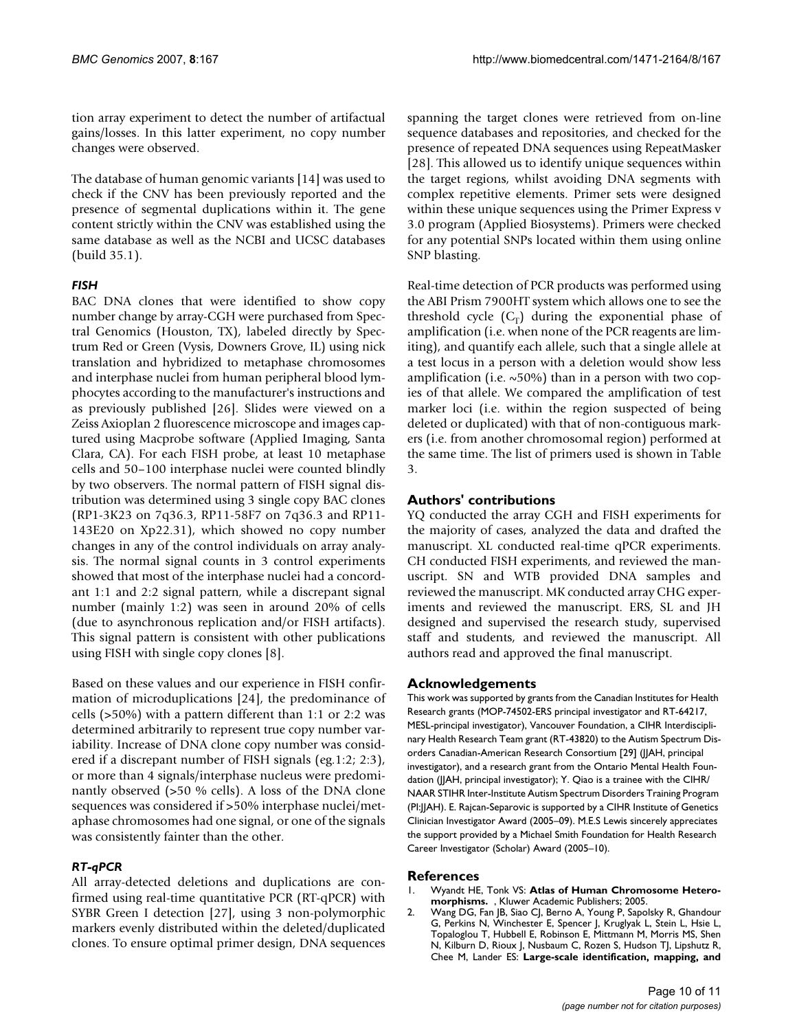tion array experiment to detect the number of artifactual gains/losses. In this latter experiment, no copy number changes were observed.

The database of human genomic variants [14] was used to check if the CNV has been previously reported and the presence of segmental duplications within it. The gene content strictly within the CNV was established using the same database as well as the NCBI and UCSC databases (build 35.1).

### *FISH*

BAC DNA clones that were identified to show copy number change by array-CGH were purchased from Spectral Genomics (Houston, TX), labeled directly by Spectrum Red or Green (Vysis, Downers Grove, IL) using nick translation and hybridized to metaphase chromosomes and interphase nuclei from human peripheral blood lymphocytes according to the manufacturer's instructions and as previously published [26]. Slides were viewed on a Zeiss Axioplan 2 fluorescence microscope and images captured using Macprobe software (Applied Imaging, Santa Clara, CA). For each FISH probe, at least 10 metaphase cells and 50–100 interphase nuclei were counted blindly by two observers. The normal pattern of FISH signal distribution was determined using 3 single copy BAC clones (RP1-3K23 on 7q36.3, RP11-58F7 on 7q36.3 and RP11-143E20 on Xp22.31), which showed no copy number changes in any of the control individuals on array analysis. The normal signal counts in 3 control experiments showed that most of the interphase nuclei had a concordant 1:1 and 2:2 signal pattern, while a discrepant signal number (mainly 1:2) was seen in around 20% of cells (due to asynchronous replication and/or FISH artifacts). This signal pattern is consistent with other publications using FISH with single copy clones [8].

Based on these values and our experience in FISH confirmation of microduplications [24], the predominance of cells (>50%) with a pattern different than 1:1 or 2:2 was determined arbitrarily to represent true copy number variability. Increase of DNA clone copy number was considered if a discrepant number of FISH signals (eg.1:2; 2:3), or more than 4 signals/interphase nucleus were predominantly observed (>50 % cells). A loss of the DNA clone sequences was considered if >50% interphase nuclei/metaphase chromosomes had one signal, or one of the signals was consistently fainter than the other.

### *RT-qPCR*

All array-detected deletions and duplications are confirmed using real-time quantitative PCR (RT-qPCR) with SYBR Green I detection [27], using 3 non-polymorphic markers evenly distributed within the deleted/duplicated clones. To ensure optimal primer design, DNA sequences spanning the target clones were retrieved from on-line sequence databases and repositories, and checked for the presence of repeated DNA sequences using RepeatMasker [28]. This allowed us to identify unique sequences within the target regions, whilst avoiding DNA segments with complex repetitive elements. Primer sets were designed within these unique sequences using the Primer Express v 3.0 program (Applied Biosystems). Primers were checked for any potential SNPs located within them using online SNP blasting.

Real-time detection of PCR products was performed using the ABI Prism 7900HT system which allows one to see the threshold cycle ($C_T$) during the exponential phase of amplification (i.e. when none of the PCR reagents are limiting), and quantify each allele, such that a single allele at a test locus in a person with a deletion would show less amplification (i.e. ~50%) than in a person with two copies of that allele. We compared the amplification of test marker loci (i.e. within the region suspected of being deleted or duplicated) with that of non-contiguous markers (i.e. from another chromosomal region) performed at the same time. The list of primers used is shown in Table 3.

## Authors' contributions

YQ conducted the array CGH and FISH experiments for the majority of cases, analyzed the data and drafted the manuscript. XL conducted real-time qPCR experiments. CH conducted FISH experiments, and reviewed the manuscript. SN and WTB provided DNA samples and reviewed the manuscript. MK conducted array CHG experiments and reviewed the manuscript. ERS, SL and JH designed and supervised the research study, supervised staff and students, and reviewed the manuscript. All authors read and approved the final manuscript.

## Acknowledgements

This work was supported by grants from the Canadian Institutes for Health Research grants (MOP-74502-ERS principal investigator and RT-64217, MESL-principal investigator), Vancouver Foundation, a CIHR Interdisciplinary Health Research Team grant (RT-43820) to the Autism Spectrum Disorders Canadian-American Research Consortium [29] (JJAH, principal investigator), and a research grant from the Ontario Mental Health Foundation (JJAH, principal investigator); Y. Qiao is a trainee with the CIHR/NAAR STIHR Inter-Institute Autism Spectrum Disorders Training Program (PI:JJAH). E. Rajcan-Separovic is supported by a CIHR Institute of Genetics Clinician Investigator Award (2005–09). M.E.S Lewis sincerely appreciates the support provided by a Michael Smith Foundation for Health Research Career Investigator (Scholar) Award (2005–10).

## References

1. Wyandt HE, Tonk VS: **Atlas of Human Chromosome Heteromorphisms.** , Kluwer Academic Publishers; 2005.
2. Wang DG, Fan JB, Siao CJ, Berno A, Young P, Sapolsky R, Ghandour G, Perkins N, Winchester E, Spencer J, Kruglyak L, Stein L, Hsie L, Topaloglou T, Hubbell E, Robinson E, Mittmann M, Morris MS, Shen N, Kilburn D, Rioux J, Nusbaum C, Rozen S, Hudson TJ, Lipshutz R, Chee M, Lander ES: **Large-scale identification, mapping, and**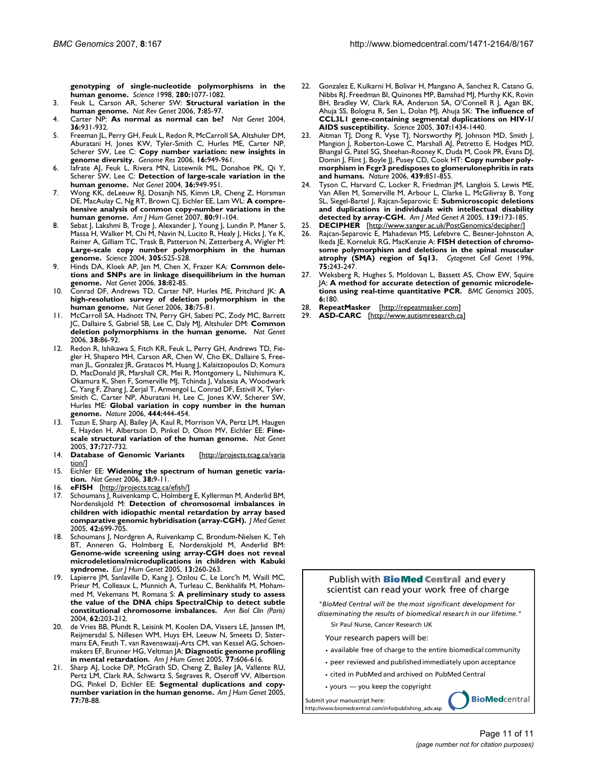**genotyping of single-nucleotide polymorphisms in the human genome.** *Science* 1998, **280:**1077-1082.

3. Feuk L, Carson AR, Scherer SW: **Structural variation in the human genome.** *Nat Rev Genet* 2006, **7:**85-97.
4. Carter NP: **As normal as normal can be?** *Nat Genet* 2004, **36:**931-932.
5. Freeman JL, Perry GH, Feuk L, Redon R, McCarroll SA, Altshuler DM, Aburatani H, Jones KW, Tyler-Smith C, Hurles ME, Carter NP, Scherer SW, Lee C: **Copy number variation: new insights in genome diversity.** *Genome Res* 2006, **16:**949-961.
6. Iafrate AJ, Feuk L, Rivera MN, Listewnik ML, Donahoe PK, Qi Y, Scherer SW, Lee C: **Detection of large-scale variation in the human genome.** *Nat Genet* 2004, **36:**949-951.
7. Wong KK, deLeeuw RJ, Dosanjh NS, Kimm LR, Cheng Z, Horsman DE, MacAulay C, Ng RT, Brown CJ, Eichler EE, Lam WL: **A comprehensive analysis of common copy-number variations in the human genome.** *Am J Hum Genet* 2007, **80:**91-104.
8. Sebat J, Lakshmi B, Troge J, Alexander J, Young J, Lundin P, Maner S, Massa H, Walker M, Chi M, Navin N, Lucito R, Healy J, Hicks J, Ye K, Reiner A, Gilliam TC, Trask B, Patterson N, Zetterberg A, Wigler M: **Large-scale copy number polymorphism in the human genome.** *Science* 2004, **305:**525-528.
9. Hinds DA, Kloek AP, Jen M, Chen X, Frazer KA: **Common deletions and SNPs are in linkage disequilibrium in the human genome.** *Nat Genet* 2006, **38:**82-85.
10. Conrad DF, Andrews TD, Carter NP, Hurles ME, Pritchard JK: **A high-resolution survey of deletion polymorphism in the human genome.** *Nat Genet* 2006, **38:**75-81.
11. McCarroll SA, Hadnott TN, Perry GH, Sabeti PC, Zody MC, Barrett JC, Dallaire S, Gabriel SB, Lee C, Daly MJ, Altshuler DM: **Common deletion polymorphisms in the human genome.** *Nat Genet* 2006, **38:**86-92.
12. Redon R, Ishikawa S, Fitch KR, Feuk L, Perry GH, Andrews TD, Fiegler H, Shapero MH, Carson AR, Chen W, Cho EK, Dallaire S, Freeman JL, Gonzalez JR, Gratacos M, Huang J, Kalaitzopoulos D, Komura D, MacDonald JR, Marshall CR, Mei R, Montgomery L, Nishimura K, Okamura K, Shen F, Somerville MJ, Tchinda J, Valsesia A, Woodwark C, Yang F, Zhang J, Zerjal T, Armengol L, Conrad DF, Estivill X, Tyler-Smith C, Carter NP, Aburatani H, Lee C, Jones KW, Scherer SW, Hurles ME: **Global variation in copy number in the human genome.** *Nature* 2006, **444:**444-454.
13. Tuzun E, Sharp AJ, Bailey JA, Kaul R, Morrison VA, Pertz LM, Haugen E, Hayden H, Albertson D, Pinkel D, Olson MV, Eichler EE: **Fine-scale structural variation of the human genome.** *Nat Genet* 2005, **37:**727-732.
14. **Database of Genomic Variants** [http://projects.tcag.ca/variation/]
15. Eichler EE: **Widening the spectrum of human genetic variation.** *Nat Genet* 2006, **38:**9-11.
16. **eFISH** [http://projects.tcag.ca/efish/]
17. Schoumans J, Ruivenkamp C, Holmberg E, Kyllerman M, Anderlid BM, Nordenskjold M: **Detection of chromosomal imbalances in children with idiopathic mental retardation by array based comparative genomic hybridisation (array-CGH).** *J Med Genet* 2005, **42:**699-705.
18. Schoumans J, Nordgren A, Ruivenkamp C, Brondum-Nielsen K, Teh BT, Anneren G, Holmberg E, Nordenskjold M, Anderlid BM: **Genome-wide screening using array-CGH does not reveal microdeletions/microduplications in children with Kabuki syndrome.** *Eur J Hum Genet* 2005, **13:**260-263.
19. Lapierre JM, Sanlaville D, Kang J, Ozilou C, Le Lorc'h M, Waill MC, Prieur M, Colleaux L, Munnich A, Turleau C, Benkhalifa M, Mohammed M, Vekemans M, Romana S: **A preliminary study to assess the value of the DNA chips SpectralChip to detect subtle constitutional chromosome imbalances.** *Ann Biol Clin (Paris)* 2004, **62:**203-212.
20. de Vries BB, Pfundt R, Leisink M, Koolen DA, Vissers LE, Janssen IM, Reijmersdal S, Nillesen WM, Huys EH, Leeuw N, Smeets D, Sistermans EA, Feuth T, van Ravenswaaij-Arts CM, van Kessel AG, Schoenmakers EF, Brunner HG, Veltman JA: **Diagnostic genome profiling in mental retardation.** *Am J Hum Genet* 2005, **77:**606-616.
21. Sharp AJ, Locke DP, McGrath SD, Cheng Z, Bailey JA, Vallente RU, Pertz LM, Clark RA, Schwartz S, Segraves R, Oseroff VV, Albertson DG, Pinkel D, Eichler EE: **Segmental duplications and copy-number variation in the human genome.** *Am J Hum Genet* 2005, **77:**78-88.
22. Gonzalez E, Kulkarni H, Bolivar H, Mangano A, Sanchez R, Catano G, Nibbs RJ, Freedman BI, Quinones MP, Bamshad MJ, Murthy KK, Rovin BH, Bradley W, Clark RA, Anderson SA, O'Connell R J, Agan BK, Ahuja SS, Bologna R, Sen L, Dolan MJ, Ahuja SK: **The influence of CCL3L1 gene-containing segmental duplications on HIV-1/AIDS susceptibility.** *Science* 2005, **307:**1434-1440.
23. Aitman TJ, Dong R, Vyse TJ, Norsworthy PJ, Johnson MD, Smith J, Mangion J, Roberton-Lowe C, Marshall AJ, Petretto E, Hodges MD, Bhangal G, Patel SG, Sheehan-Rooney K, Duda M, Cook PR, Evans DJ, Domin J, Flint J, Boyle JJ, Pusey CD, Cook HT: **Copy number polymorphism in Fcgr3 predisposes to glomerulonephritis in rats and humans.** *Nature* 2006, **439:**851-855.
24. Tyson C, Harvard C, Locker R, Friedman JM, Langlois S, Lewis ME, Van Allen M, Somerville M, Arbour L, Clarke L, McGilivray B, Yong SL, Siegel-Bartel J, Rajcan-Separovic E: **Submicroscopic deletions and duplications in individuals with intellectual disability detected by array-CGH.** *Am J Med Genet A* 2005, **139:**173-185.
25. **DECIPHER** [http://www.sanger.ac.uk/PostGenomics/decipher/]
26. Rajcan-Separovic E, Mahadevan MS, Lefebvre C, Besner-Johnston A, Ikeda JE, Korneluk RG, MacKenzie A: **FISH detection of chromosome polymorphism and deletions in the spinal muscular atrophy (SMA) region of 5q13.** *Cytogenet Cell Genet* 1996, **75:**243-247.
27. Weksberg R, Hughes S, Moldovan L, Bassett AS, Chow EW, Squire JA: **A method for accurate detection of genomic microdeletions using real-time quantitative PCR.** *BMC Genomics* 2005, **6:**180.
28. **RepeatMasker** [http://repeatmasker.com]
29. **ASD-CARC** [http://www.autismresearch.ca]

Publish with **BioMed Central** and every scientist can read your work free of charge

*"BioMed Central will be the most significant development for disseminating the results of biomedical research in our lifetime."*
Sir Paul Nurse, Cancer Research UK

Your research papers will be:

- available free of charge to the entire biomedical community
- peer reviewed and published immediately upon acceptance
- cited in PubMed and archived on PubMed Central
- yours — you keep the copyright

Submit your manuscript here:
http://www.biomedcentral.com/info/publishing_adv.asp

BioMedcentral